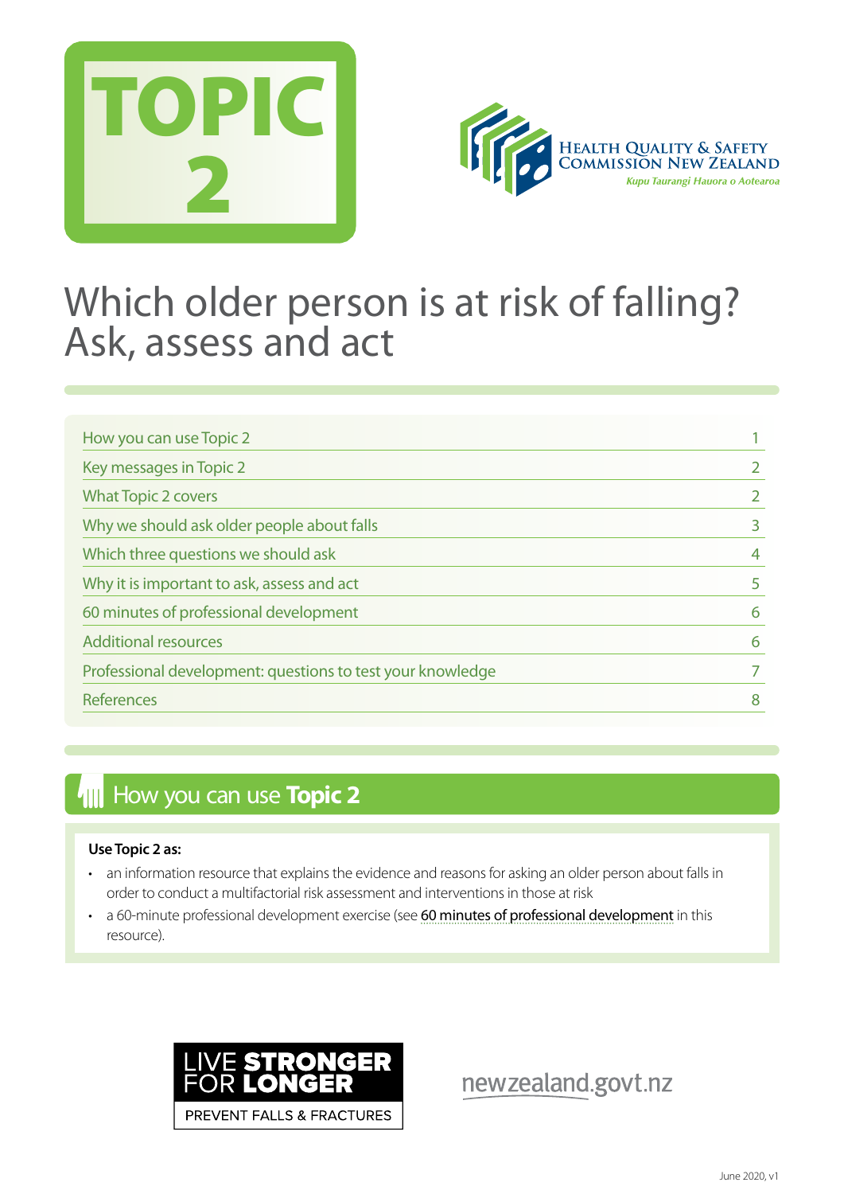# TOPIC 2

HEALTH QUALITY & SAFETY COMMISSION NEW ZEALAND
*Kupu Taurangi Hauora o Aotearoa*

# Which older person is at risk of falling? Ask, assess and act

| | |
|---|---|
| How you can use Topic 2 | 1 |
| Key messages in Topic 2 | 2 |
| What Topic 2 covers | 2 |
| Why we should ask older people about falls | 3 |
| Which three questions we should ask | 4 |
| Why it is important to ask, assess and act | 5 |
| 60 minutes of professional development | 6 |
| Additional resources | 6 |
| Professional development: questions to test your knowledge | 7 |
| References | 8 |

## How you can use **Topic 2**

**Use Topic 2 as:**

- an information resource that explains the evidence and reasons for asking an older person about falls in order to conduct a multifactorial risk assessment and interventions in those at risk
- a 60-minute professional development exercise (see 60 minutes of professional development in this resource).

LIVE **STRONGER** FOR **LONGER**
PREVENT FALLS & FRACTURES

newzealand.govt.nz

June 2020, v1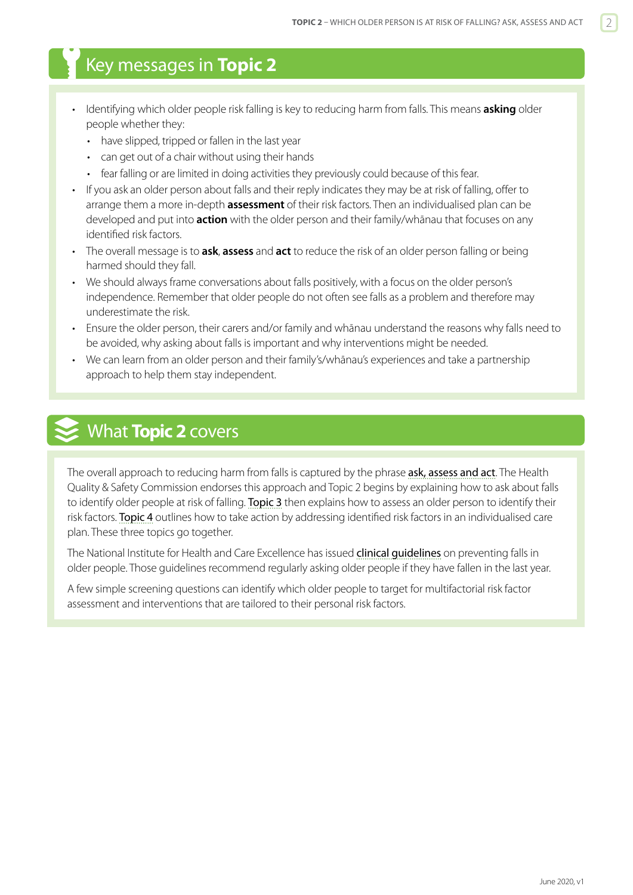## Key messages in **Topic 2**

- Identifying which older people risk falling is key to reducing harm from falls. This means **asking** older people whether they:
  - have slipped, tripped or fallen in the last year
  - can get out of a chair without using their hands
  - fear falling or are limited in doing activities they previously could because of this fear.
- If you ask an older person about falls and their reply indicates they may be at risk of falling, offer to arrange them a more in-depth **assessment** of their risk factors. Then an individualised plan can be developed and put into **action** with the older person and their family/whānau that focuses on any identified risk factors.
- The overall message is to **ask**, **assess** and **act** to reduce the risk of an older person falling or being harmed should they fall.
- We should always frame conversations about falls positively, with a focus on the older person's independence. Remember that older people do not often see falls as a problem and therefore may underestimate the risk.
- Ensure the older person, their carers and/or family and whānau understand the reasons why falls need to be avoided, why asking about falls is important and why interventions might be needed.
- We can learn from an older person and their family's/whānau's experiences and take a partnership approach to help them stay independent.

## What **Topic 2** covers

The overall approach to reducing harm from falls is captured by the phrase ask, assess and act. The Health Quality & Safety Commission endorses this approach and Topic 2 begins by explaining how to ask about falls to identify older people at risk of falling. Topic 3 then explains how to assess an older person to identify their risk factors. Topic 4 outlines how to take action by addressing identified risk factors in an individualised care plan. These three topics go together.

The National Institute for Health and Care Excellence has issued clinical guidelines on preventing falls in older people. Those guidelines recommend regularly asking older people if they have fallen in the last year.

A few simple screening questions can identify which older people to target for multifactorial risk factor assessment and interventions that are tailored to their personal risk factors.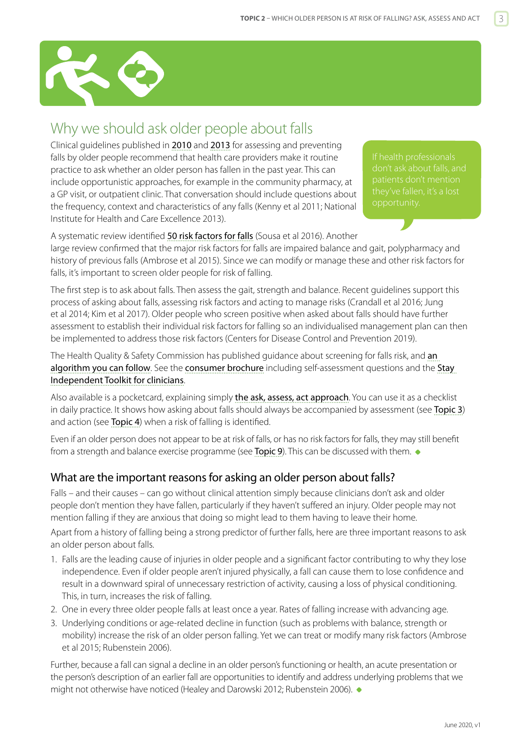## Why we should ask older people about falls

Clinical guidelines published in 2010 and 2013 for assessing and preventing falls by older people recommend that health care providers make it routine practice to ask whether an older person has fallen in the past year. This can include opportunistic approaches, for example in the community pharmacy, at a GP visit, or outpatient clinic. That conversation should include questions about the frequency, context and characteristics of any falls (Kenny et al 2011; National Institute for Health and Care Excellence 2013).

> If health professionals don't ask about falls, and patients don't mention they've fallen, it's a lost opportunity.

A systematic review identified 50 risk factors for falls (Sousa et al 2016). Another large review confirmed that the major risk factors for falls are impaired balance and gait, polypharmacy and history of previous falls (Ambrose et al 2015). Since we can modify or manage these and other risk factors for falls, it's important to screen older people for risk of falling.

The first step is to ask about falls. Then assess the gait, strength and balance. Recent guidelines support this process of asking about falls, assessing risk factors and acting to manage risks (Crandall et al 2016; Jung et al 2014; Kim et al 2017). Older people who screen positive when asked about falls should have further assessment to establish their individual risk factors for falling so an individualised management plan can then be implemented to address those risk factors (Centers for Disease Control and Prevention 2019).

The Health Quality & Safety Commission has published guidance about screening for falls risk, and an algorithm you can follow. See the consumer brochure including self-assessment questions and the Stay Independent Toolkit for clinicians.

Also available is a pocketcard, explaining simply the ask, assess, act approach. You can use it as a checklist in daily practice. It shows how asking about falls should always be accompanied by assessment (see Topic 3) and action (see Topic 4) when a risk of falling is identified.

Even if an older person does not appear to be at risk of falls, or has no risk factors for falls, they may still benefit from a strength and balance exercise programme (see Topic 9). This can be discussed with them.

### What are the important reasons for asking an older person about falls?

Falls – and their causes – can go without clinical attention simply because clinicians don't ask and older people don't mention they have fallen, particularly if they haven't suffered an injury. Older people may not mention falling if they are anxious that doing so might lead to them having to leave their home.

Apart from a history of falling being a strong predictor of further falls, here are three important reasons to ask an older person about falls.

1. Falls are the leading cause of injuries in older people and a significant factor contributing to why they lose independence. Even if older people aren't injured physically, a fall can cause them to lose confidence and result in a downward spiral of unnecessary restriction of activity, causing a loss of physical conditioning. This, in turn, increases the risk of falling.
2. One in every three older people falls at least once a year. Rates of falling increase with advancing age.
3. Underlying conditions or age-related decline in function (such as problems with balance, strength or mobility) increase the risk of an older person falling. Yet we can treat or modify many risk factors (Ambrose et al 2015; Rubenstein 2006).

Further, because a fall can signal a decline in an older person's functioning or health, an acute presentation or the person's description of an earlier fall are opportunities to identify and address underlying problems that we might not otherwise have noticed (Healey and Darowski 2012; Rubenstein 2006).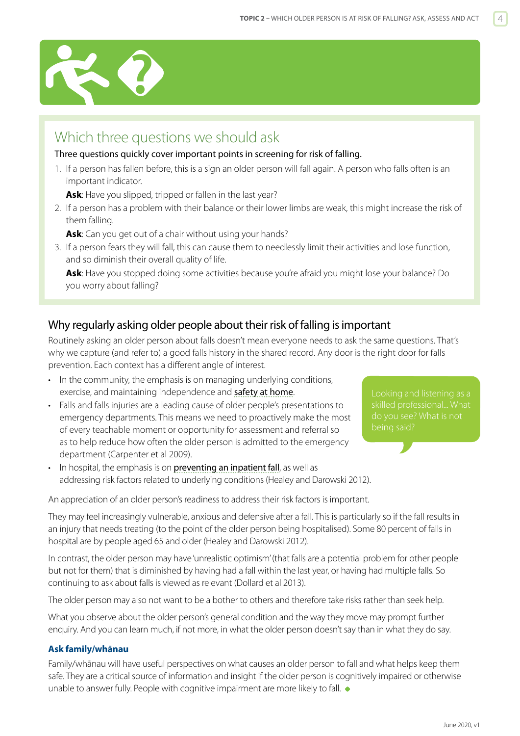## Which three questions we should ask

Three questions quickly cover important points in screening for risk of falling.

1. If a person has fallen before, this is a sign an older person will fall again. A person who falls often is an important indicator.

   **Ask**: Have you slipped, tripped or fallen in the last year?

2. If a person has a problem with their balance or their lower limbs are weak, this might increase the risk of them falling.

   **Ask**: Can you get out of a chair without using your hands?

3. If a person fears they will fall, this can cause them to needlessly limit their activities and lose function, and so diminish their overall quality of life.

   **Ask**: Have you stopped doing some activities because you're afraid you might lose your balance? Do you worry about falling?

## Why regularly asking older people about their risk of falling is important

Routinely asking an older person about falls doesn't mean everyone needs to ask the same questions. That's why we capture (and refer to) a good falls history in the shared record. Any door is the right door for falls prevention. Each context has a different angle of interest.

- In the community, the emphasis is on managing underlying conditions, exercise, and maintaining independence and safety at home.
- Falls and falls injuries are a leading cause of older people's presentations to emergency departments. This means we need to proactively make the most of every teachable moment or opportunity for assessment and referral so as to help reduce how often the older person is admitted to the emergency department (Carpenter et al 2009).
- In hospital, the emphasis is on preventing an inpatient fall, as well as addressing risk factors related to underlying conditions (Healey and Darowski 2012).

Looking and listening as a skilled professional... What do you see? What is not being said?

An appreciation of an older person's readiness to address their risk factors is important.

They may feel increasingly vulnerable, anxious and defensive after a fall. This is particularly so if the fall results in an injury that needs treating (to the point of the older person being hospitalised). Some 80 percent of falls in hospital are by people aged 65 and older (Healey and Darowski 2012).

In contrast, the older person may have 'unrealistic optimism' (that falls are a potential problem for other people but not for them) that is diminished by having had a fall within the last year, or having had multiple falls. So continuing to ask about falls is viewed as relevant (Dollard et al 2013).

The older person may also not want to be a bother to others and therefore take risks rather than seek help.

What you observe about the older person's general condition and the way they move may prompt further enquiry. And you can learn much, if not more, in what the older person doesn't say than in what they do say.

### Ask family/whānau

Family/whānau will have useful perspectives on what causes an older person to fall and what helps keep them safe. They are a critical source of information and insight if the older person is cognitively impaired or otherwise unable to answer fully. People with cognitive impairment are more likely to fall.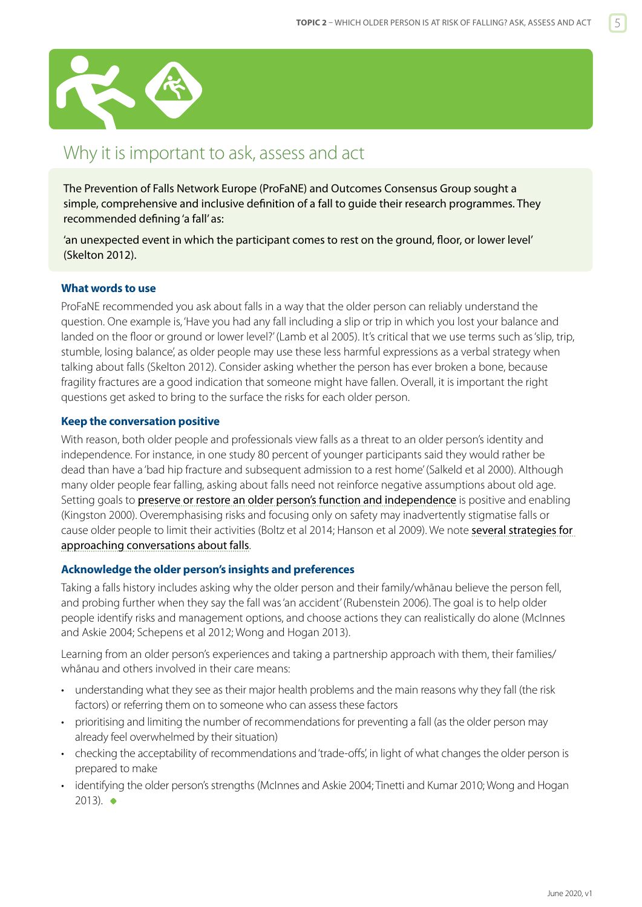## Why it is important to ask, assess and act

The Prevention of Falls Network Europe (ProFaNE) and Outcomes Consensus Group sought a simple, comprehensive and inclusive definition of a fall to guide their research programmes. They recommended defining 'a fall' as:

'an unexpected event in which the participant comes to rest on the ground, floor, or lower level' (Skelton 2012).

### What words to use

ProFaNE recommended you ask about falls in a way that the older person can reliably understand the question. One example is, 'Have you had any fall including a slip or trip in which you lost your balance and landed on the floor or ground or lower level?' (Lamb et al 2005). It's critical that we use terms such as 'slip, trip, stumble, losing balance', as older people may use these less harmful expressions as a verbal strategy when talking about falls (Skelton 2012). Consider asking whether the person has ever broken a bone, because fragility fractures are a good indication that someone might have fallen. Overall, it is important the right questions get asked to bring to the surface the risks for each older person.

### Keep the conversation positive

With reason, both older people and professionals view falls as a threat to an older person's identity and independence. For instance, in one study 80 percent of younger participants said they would rather be dead than have a 'bad hip fracture and subsequent admission to a rest home' (Salkeld et al 2000). Although many older people fear falling, asking about falls need not reinforce negative assumptions about old age. Setting goals to preserve or restore an older person's function and independence is positive and enabling (Kingston 2000). Overemphasising risks and focusing only on safety may inadvertently stigmatise falls or cause older people to limit their activities (Boltz et al 2014; Hanson et al 2009). We note several strategies for approaching conversations about falls.

### Acknowledge the older person's insights and preferences

Taking a falls history includes asking why the older person and their family/whānau believe the person fell, and probing further when they say the fall was 'an accident' (Rubenstein 2006). The goal is to help older people identify risks and management options, and choose actions they can realistically do alone (McInnes and Askie 2004; Schepens et al 2012; Wong and Hogan 2013).

Learning from an older person's experiences and taking a partnership approach with them, their families/whānau and others involved in their care means:

- understanding what they see as their major health problems and the main reasons why they fall (the risk factors) or referring them on to someone who can assess these factors
- prioritising and limiting the number of recommendations for preventing a fall (as the older person may already feel overwhelmed by their situation)
- checking the acceptability of recommendations and 'trade-offs', in light of what changes the older person is prepared to make
- identifying the older person's strengths (McInnes and Askie 2004; Tinetti and Kumar 2010; Wong and Hogan 2013).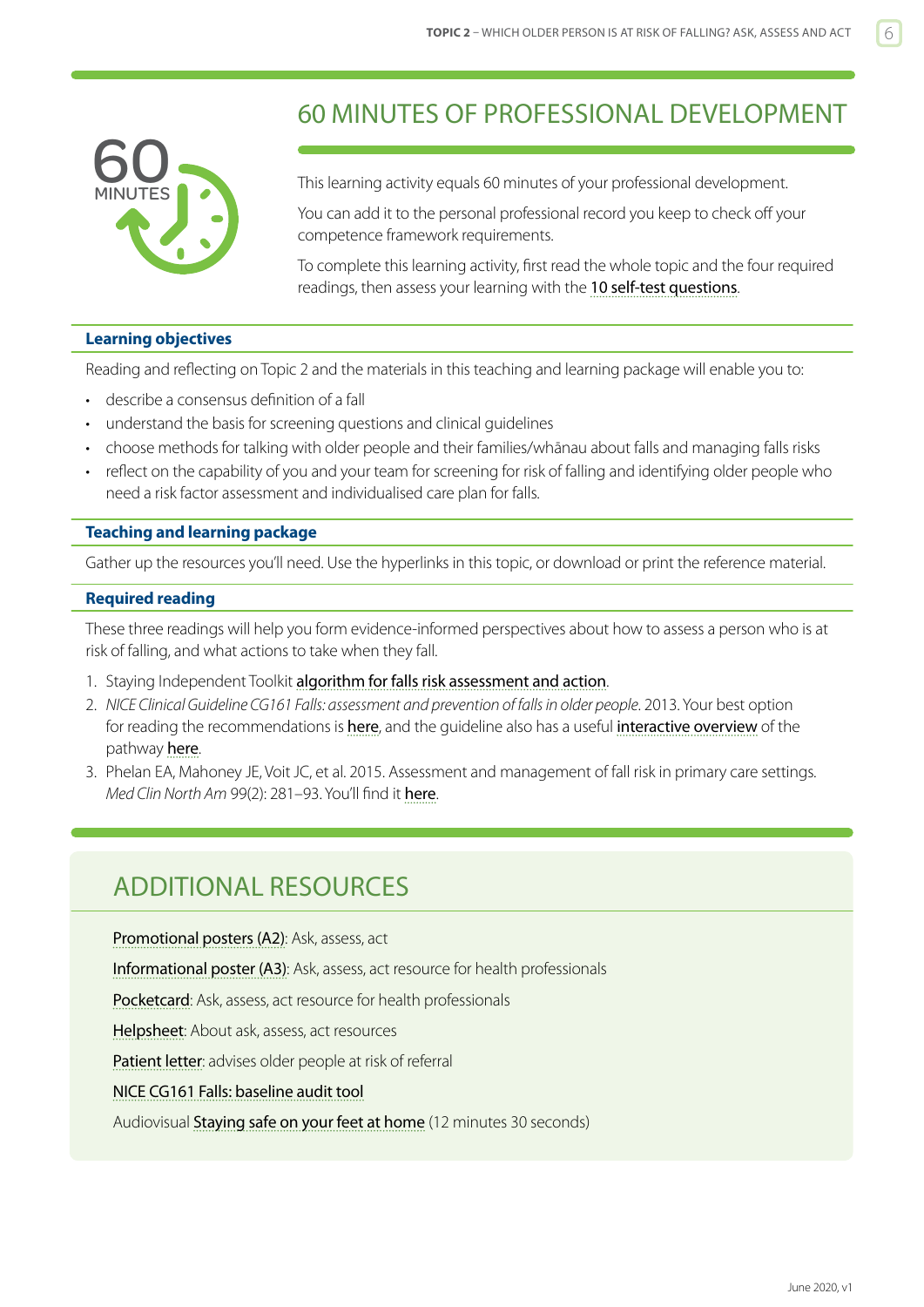# 60 MINUTES OF PROFESSIONAL DEVELOPMENT

60 MINUTES

This learning activity equals 60 minutes of your professional development.

You can add it to the personal professional record you keep to check off your competence framework requirements.

To complete this learning activity, first read the whole topic and the four required readings, then assess your learning with the 10 self-test questions.

### Learning objectives

Reading and reflecting on Topic 2 and the materials in this teaching and learning package will enable you to:

- describe a consensus definition of a fall
- understand the basis for screening questions and clinical guidelines
- choose methods for talking with older people and their families/whānau about falls and managing falls risks
- reflect on the capability of you and your team for screening for risk of falling and identifying older people who need a risk factor assessment and individualised care plan for falls.

### Teaching and learning package

Gather up the resources you'll need. Use the hyperlinks in this topic, or download or print the reference material.

### Required reading

These three readings will help you form evidence-informed perspectives about how to assess a person who is at risk of falling, and what actions to take when they fall.

1. Staying Independent Toolkit algorithm for falls risk assessment and action.
2. *NICE Clinical Guideline CG161 Falls: assessment and prevention of falls in older people*. 2013. Your best option for reading the recommendations is here, and the guideline also has a useful interactive overview of the pathway here.
3. Phelan EA, Mahoney JE, Voit JC, et al. 2015. Assessment and management of fall risk in primary care settings. *Med Clin North Am* 99(2): 281–93. You'll find it here.

## ADDITIONAL RESOURCES

Promotional posters (A2): Ask, assess, act

Informational poster (A3): Ask, assess, act resource for health professionals

Pocketcard: Ask, assess, act resource for health professionals

Helpsheet: About ask, assess, act resources

Patient letter: advises older people at risk of referral

NICE CG161 Falls: baseline audit tool

Audiovisual Staying safe on your feet at home (12 minutes 30 seconds)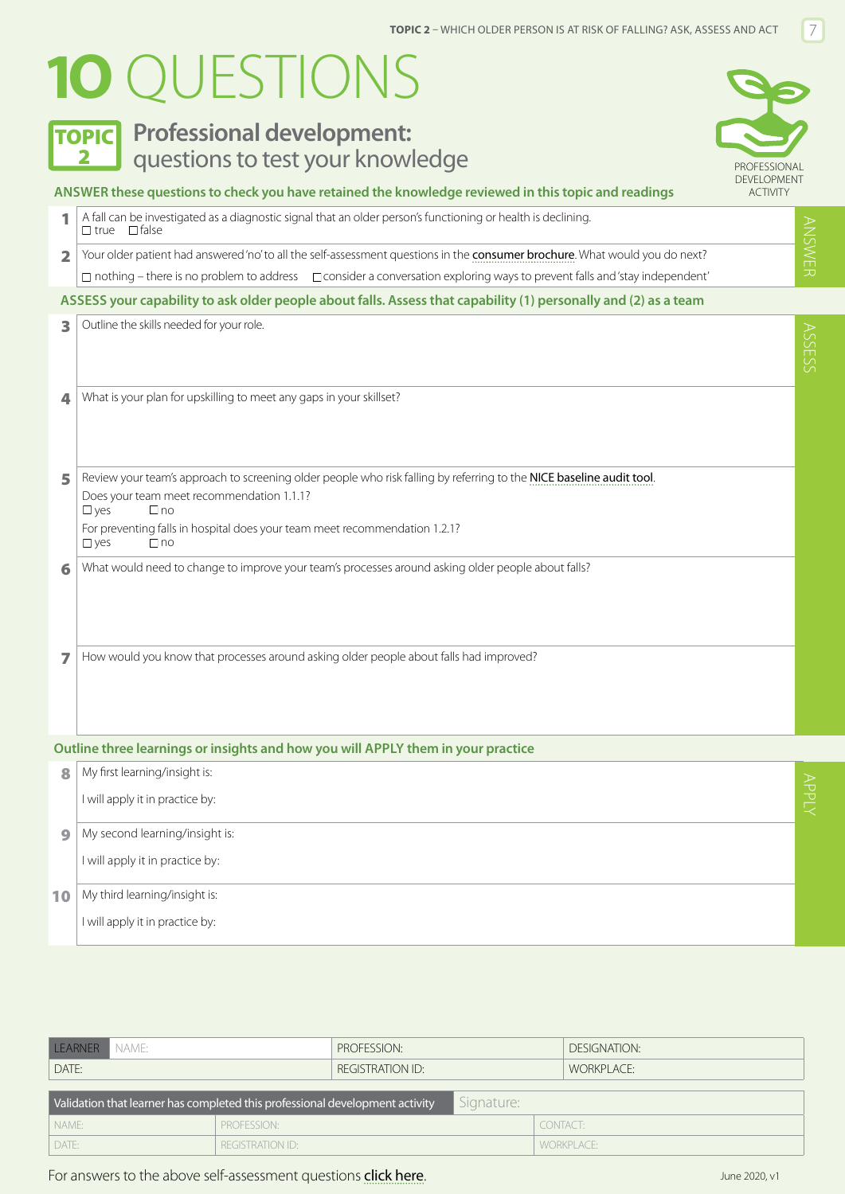# 10 QUESTIONS

## TOPIC 2 Professional development: questions to test your knowledge

PROFESSIONAL DEVELOPMENT ACTIVITY

### ANSWER these questions to check you have retained the knowledge reviewed in this topic and readings

**1** A fall can be investigated as a diagnostic signal that an older person's functioning or health is declining.
☐ true ☐ false

**2** Your older patient had answered 'no' to all the self-assessment questions in the consumer brochure. What would you do next?
☐ nothing – there is no problem to address ☐ consider a conversation exploring ways to prevent falls and 'stay independent'

### ASSESS your capability to ask older people about falls. Assess that capability (1) personally and (2) as a team

**3** Outline the skills needed for your role.

**4** What is your plan for upskilling to meet any gaps in your skillset?

**5** Review your team's approach to screening older people who risk falling by referring to the NICE baseline audit tool.
Does your team meet recommendation 1.1.1?
☐ yes ☐ no
For preventing falls in hospital does your team meet recommendation 1.2.1?
☐ yes ☐ no

**6** What would need to change to improve your team's processes around asking older people about falls?

**7** How would you know that processes around asking older people about falls had improved?

### Outline three learnings or insights and how you will APPLY them in your practice

**8** My first learning/insight is:

I will apply it in practice by:

**9** My second learning/insight is:

I will apply it in practice by:

**10** My third learning/insight is:

I will apply it in practice by:

| LEARNER NAME: | PROFESSION: | DESIGNATION: |
|---|---|---|
| DATE: | REGISTRATION ID: | WORKPLACE: |

| Validation that learner has completed this professional development activity | | Signature: |
|---|---|---|
| NAME: | PROFESSION: | CONTACT: |
| DATE: | REGISTRATION ID: | WORKPLACE: |

For answers to the above self-assessment questions click here.

June 2020, v1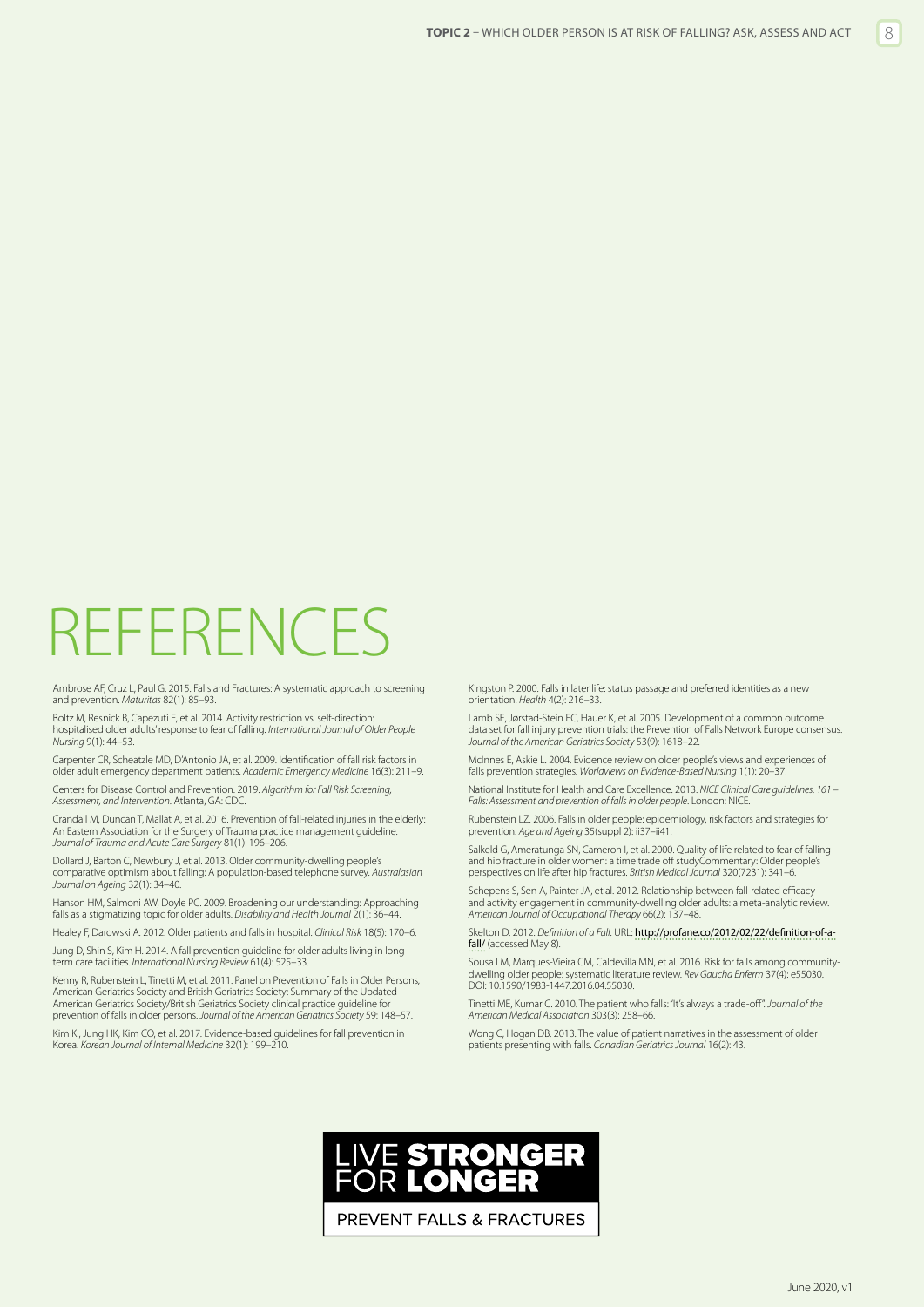# REFERENCES

Ambrose AF, Cruz L, Paul G. 2015. Falls and Fractures: A systematic approach to screening and prevention. *Maturitas* 82(1): 85–93.

Boltz M, Resnick B, Capezuti E, et al. 2014. Activity restriction vs. self-direction: hospitalised older adults' response to fear of falling. *International Journal of Older People Nursing* 9(1): 44–53.

Carpenter CR, Scheatzle MD, D'Antonio JA, et al. 2009. Identification of fall risk factors in older adult emergency department patients. *Academic Emergency Medicine* 16(3): 211–9.

Centers for Disease Control and Prevention. 2019. *Algorithm for Fall Risk Screening, Assessment, and Intervention*. Atlanta, GA: CDC.

Crandall M, Duncan T, Mallat A, et al. 2016. Prevention of fall-related injuries in the elderly: An Eastern Association for the Surgery of Trauma practice management guideline. *Journal of Trauma and Acute Care Surgery* 81(1): 196–206.

Dollard J, Barton C, Newbury J, et al. 2013. Older community-dwelling people's comparative optimism about falling: A population-based telephone survey. *Australasian Journal on Ageing* 32(1): 34–40.

Hanson HM, Salmoni AW, Doyle PC. 2009. Broadening our understanding: Approaching falls as a stigmatizing topic for older adults. *Disability and Health Journal* 2(1): 36–44.

Healey F, Darowski A. 2012. Older patients and falls in hospital. *Clinical Risk* 18(5): 170–6.

Jung D, Shin S, Kim H. 2014. A fall prevention guideline for older adults living in long-term care facilities. *International Nursing Review* 61(4): 525–33.

Kenny R, Rubenstein L, Tinetti M, et al. 2011. Panel on Prevention of Falls in Older Persons, American Geriatrics Society and British Geriatrics Society: Summary of the Updated American Geriatrics Society/British Geriatrics Society clinical practice guideline for prevention of falls in older persons. *Journal of the American Geriatrics Society* 59: 148–57.

Kim KI, Jung HK, Kim CO, et al. 2017. Evidence-based guidelines for fall prevention in Korea. *Korean Journal of Internal Medicine* 32(1): 199–210.

Kingston P. 2000. Falls in later life: status passage and preferred identities as a new orientation. *Health* 4(2): 216–33.

Lamb SE, Jørstad-Stein EC, Hauer K, et al. 2005. Development of a common outcome data set for fall injury prevention trials: the Prevention of Falls Network Europe consensus. *Journal of the American Geriatrics Society* 53(9): 1618–22.

McInnes E, Askie L. 2004. Evidence review on older people's views and experiences of falls prevention strategies. *Worldviews on Evidence-Based Nursing* 1(1): 20–37.

National Institute for Health and Care Excellence. 2013. *NICE Clinical Care guidelines. 161 – Falls: Assessment and prevention of falls in older people*. London: NICE.

Rubenstein LZ. 2006. Falls in older people: epidemiology, risk factors and strategies for prevention. *Age and Ageing* 35(suppl 2): ii37–ii41.

Salkeld G, Ameratunga SN, Cameron I, et al. 2000. Quality of life related to fear of falling and hip fracture in older women: a time trade off studyCommentary: Older people's perspectives on life after hip fractures. *British Medical Journal* 320(7231): 341–6.

Schepens S, Sen A, Painter JA, et al. 2012. Relationship between fall-related efficacy and activity engagement in community-dwelling older adults: a meta-analytic review. *American Journal of Occupational Therapy* 66(2): 137–48.

Skelton D. 2012. *Definition of a Fall*. URL: http://profane.co/2012/02/22/definition-of-a-fall/ (accessed May 8).

Sousa LM, Marques-Vieira CM, Caldevilla MN, et al. 2016. Risk for falls among community-dwelling older people: systematic literature review. *Rev Gaucha Enferm* 37(4): e55030. DOI: 10.1590/1983-1447.2016.04.55030.

Tinetti ME, Kumar C. 2010. The patient who falls: "It's always a trade-off". *Journal of the American Medical Association* 303(3): 258–66.

Wong C, Hogan DB. 2013. The value of patient narratives in the assessment of older patients presenting with falls. *Canadian Geriatrics Journal* 16(2): 43.

LIVE **STRONGER** FOR **LONGER**

PREVENT FALLS & FRACTURES

June 2020, v1